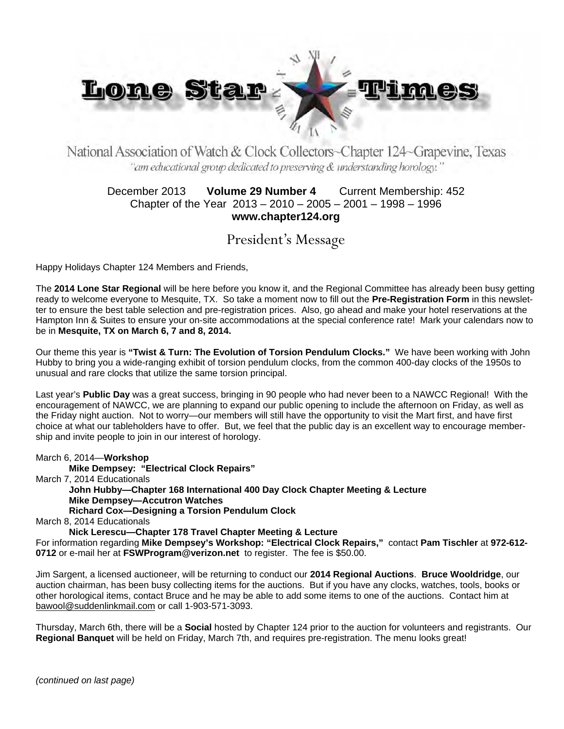# Lone Star Times

National Association of Watch & Clock Collectors~Chapter 124~Grapevine, Texas

*"an educational group dedicated to preserving & understanding horology."*

December 2013 **Volume 29 Number 4** Current Membership: 452

Chapter of the Year 2013 – 2010 – 2005 – 2001 – 1998 – 1996

**www.chapter124.org**

## President's Message

Happy Holidays Chapter 124 Members and Friends,

The **2014 Lone Star Regional** will be here before you know it, and the Regional Committee has already been busy getting ready to welcome everyone to Mesquite, TX. So take a moment now to fill out the **Pre-Registration Form** in this newsletter to ensure the best table selection and pre-registration prices. Also, go ahead and make your hotel reservations at the Hampton Inn & Suites to ensure your on-site accommodations at the special conference rate! Mark your calendars now to be in **Mesquite, TX on March 6, 7 and 8, 2014.**

Our theme this year is **"Twist & Turn: The Evolution of Torsion Pendulum Clocks."** We have been working with John Hubby to bring you a wide-ranging exhibit of torsion pendulum clocks, from the common 400-day clocks of the 1950s to unusual and rare clocks that utilize the same torsion principal.

Last year's **Public Day** was a great success, bringing in 90 people who had never been to a NAWCC Regional! With the encouragement of NAWCC, we are planning to expand our public opening to include the afternoon on Friday, as well as the Friday night auction. Not to worry—our members will still have the opportunity to visit the Mart first, and have first choice at what our tableholders have to offer. But, we feel that the public day is an excellent way to encourage membership and invite people to join in our interest of horology.

March 6, 2014—**Workshop**

- **Mike Dempsey: "Electrical Clock Repairs"**

March 7, 2014 Educationals

- **John Hubby—Chapter 168 International 400 Day Clock Chapter Meeting & Lecture**
- **Mike Dempsey—Accutron Watches**
- **Richard Cox—Designing a Torsion Pendulum Clock**

March 8, 2014 Educationals

- **Nick Lerescu—Chapter 178 Travel Chapter Meeting & Lecture**

For information regarding **Mike Dempsey's Workshop: "Electrical Clock Repairs,"** contact **Pam Tischler** at **972-612-0712** or e-mail her at **FSWProgram@verizon.net** to register. The fee is $50.00.

Jim Sargent, a licensed auctioneer, will be returning to conduct our **2014 Regional Auctions**. **Bruce Wooldridge**, our auction chairman, has been busy collecting items for the auctions. But if you have any clocks, watches, tools, books or other horological items, contact Bruce and he may be able to add some items to one of the auctions. Contact him at bawool@suddenlinkmail.com or call 1-903-571-3093.

Thursday, March 6th, there will be a **Social** hosted by Chapter 124 prior to the auction for volunteers and registrants. Our **Regional Banquet** will be held on Friday, March 7th, and requires pre-registration. The menu looks great!

*(continued on last page)*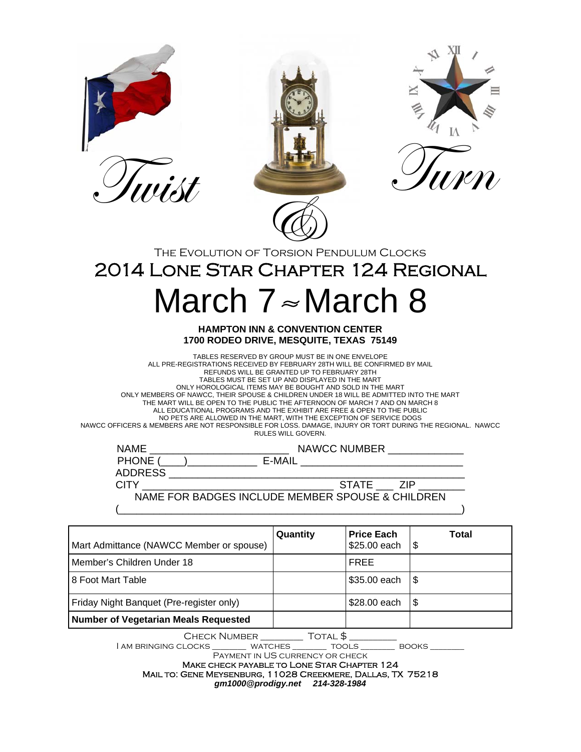# Twist & Turn

THE EVOLUTION OF TORSION PENDULUM CLOCKS

## 2014 LONE STAR CHAPTER 124 REGIONAL

# March 7 ≈ March 8

**HAMPTON INN & CONVENTION CENTER**
**1700 RODEO DRIVE, MESQUITE, TEXAS 75149**

TABLES RESERVED BY GROUP MUST BE IN ONE ENVELOPE
ALL PRE-REGISTRATIONS RECEIVED BY FEBRUARY 28TH WILL BE CONFIRMED BY MAIL
REFUNDS WILL BE GRANTED UP TO FEBRUARY 28TH
TABLES MUST BE SET UP AND DISPLAYED IN THE MART
ONLY HOROLOGICAL ITEMS MAY BE BOUGHT AND SOLD IN THE MART
ONLY MEMBERS OF NAWCC, THEIR SPOUSE & CHILDREN UNDER 18 WILL BE ADMITTED INTO THE MART
THE MART WILL BE OPEN TO THE PUBLIC THE AFTERNOON OF MARCH 7 AND ON MARCH 8
ALL EDUCATIONAL PROGRAMS AND THE EXHIBIT ARE FREE & OPEN TO THE PUBLIC
NO PETS ARE ALLOWED IN THE MART, WITH THE EXCEPTION OF SERVICE DOGS
NAWCC OFFICERS & MEMBERS ARE NOT RESPONSIBLE FOR LOSS. DAMAGE, INJURY OR TORT DURING THE REGIONAL. NAWCC RULES WILL GOVERN.

NAME ________________________ NAWCC NUMBER ____________
PHONE (____)___________ E-MAIL ___________________________
ADDRESS ____________________________________________________
CITY _______________________________ STATE ___ ZIP _______
NAME FOR BADGES INCLUDE MEMBER SPOUSE & CHILDREN
(__________________________________________________________)

| | Quantity | Price Each | Total |
|---|---|---|---|
| Mart Admittance (NAWCC Member or spouse) | | $25.00 each | $ |
| Member's Children Under 18 | | FREE | |
| 8 Foot Mart Table | | $35.00 each | $ |
| Friday Night Banquet (Pre-register only) | | $28.00 each | $ |
| **Number of Vegetarian Meals Requested** | | | |

CHECK NUMBER ________ TOTAL $ _________
I AM BRINGING CLOCKS _______ WATCHES _______ TOOLS _______ BOOKS _______
PAYMENT IN US CURRENCY OR CHECK
MAKE CHECK PAYABLE TO LONE STAR CHAPTER 124
MAIL TO: GENE MEYSENBURG, 11028 CREEKMERE, DALLAS, TX 75218
***gm1000@prodigy.net 214-328-1984***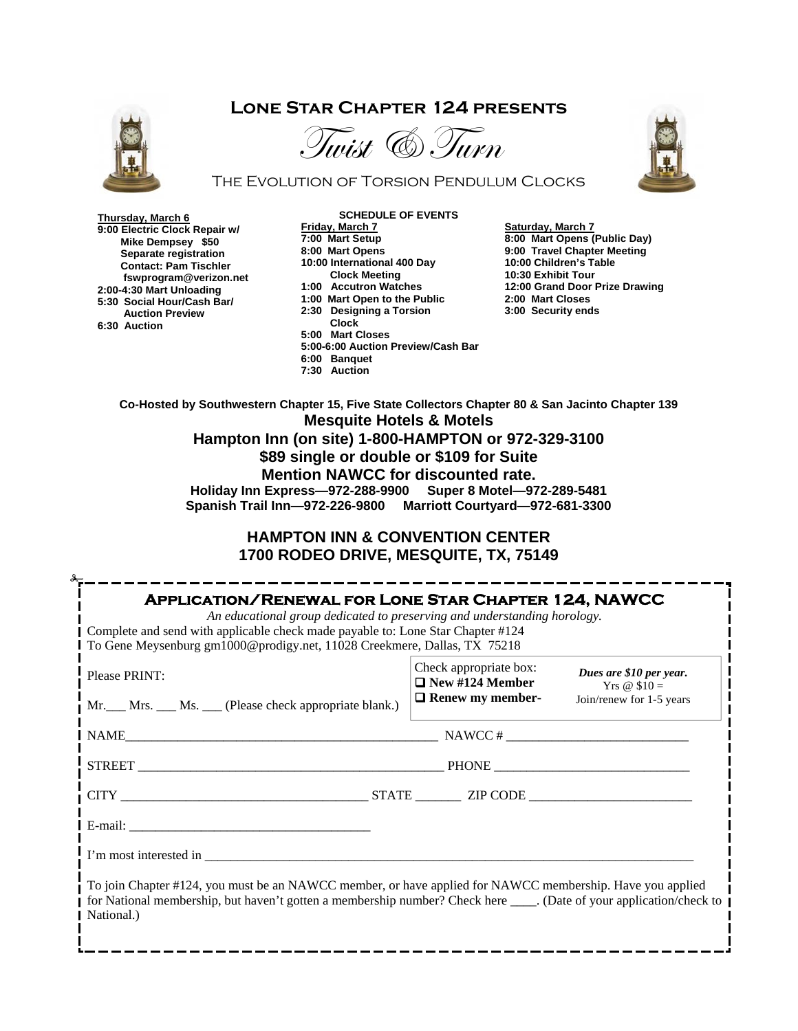# Lone Star Chapter 124 presents

## Twist & Turn

### The Evolution of Torsion Pendulum Clocks

**SCHEDULE OF EVENTS**

**Thursday, March 6**

**9:00 Electric Clock Repair w/ Mike Dempsey $50 Separate registration Contact: Pam Tischler fswprogram@verizon.net**
**2:00-4:30 Mart Unloading**
**5:30 Social Hour/Cash Bar/ Auction Preview**
**6:30 Auction**

**Friday, March 7**

**7:00 Mart Setup**
**8:00 Mart Opens**
**10:00 International 400 Day Clock Meeting**
**1:00 Accutron Watches**
**1:00 Mart Open to the Public**
**2:30 Designing a Torsion Clock**
**5:00 Mart Closes**
**5:00-6:00 Auction Preview/Cash Bar**
**6:00 Banquet**
**7:30 Auction**

**Saturday, March 7**

**8:00 Mart Opens (Public Day)**
**9:00 Travel Chapter Meeting**
**10:00 Children's Table**
**10:30 Exhibit Tour**
**12:00 Grand Door Prize Drawing**
**2:00 Mart Closes**
**3:00 Security ends**

**Co-Hosted by Southwestern Chapter 15, Five State Collectors Chapter 80 & San Jacinto Chapter 139**

**Mesquite Hotels & Motels**
**Hampton Inn (on site) 1-800-HAMPTON or 972-329-3100**
**$89 single or double or $109 for Suite**
**Mention NAWCC for discounted rate.**
**Holiday Inn Express—972-288-9900 Super 8 Motel—972-289-5481**
**Spanish Trail Inn—972-226-9800 Marriott Courtyard—972-681-3300**

**HAMPTON INN & CONVENTION CENTER**
**1700 RODEO DRIVE, MESQUITE, TX, 75149**

---

## Application/Renewal for Lone Star Chapter 124, NAWCC

*An educational group dedicated to preserving and understanding horology.*

Complete and send with applicable check made payable to: Lone Star Chapter #124
To Gene Meysenburg gm1000@prodigy.net, 11028 Creekmere, Dallas, TX 75218

Please PRINT:

Mr.___ Mrs. ___ Ms. ___ (Please check appropriate blank.)

Check appropriate box:
❑ **New #124 Member**
❑ **Renew my member-**

***Dues are $10 per year.***
Yrs @ $10 =
Join/renew for 1-5 years

NAME_______________________________________ NAWCC # ______________________

STREET _____________________________________ PHONE ________________________

CITY _____________________________ STATE _______ ZIP CODE ____________________

E-mail: ______________________________

I'm most interested in ___________________________________________________________

To join Chapter #124, you must be an NAWCC member, or have applied for NAWCC membership. Have you applied for National membership, but haven't gotten a membership number? Check here ____. (Date of your application/check to National.)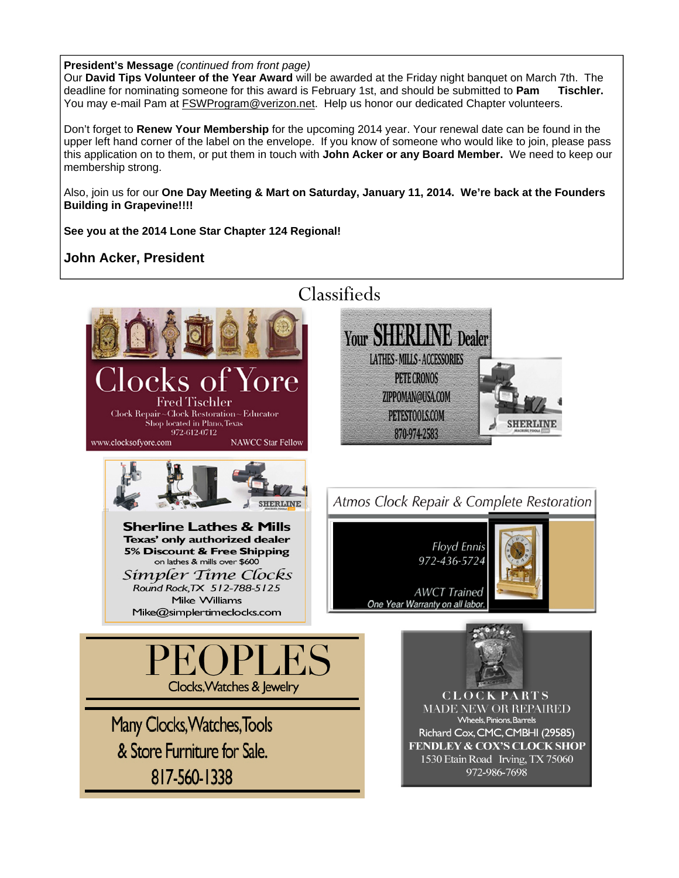**President's Message** *(continued from front page)*

Our **David Tips Volunteer of the Year Award** will be awarded at the Friday night banquet on March 7th. The deadline for nominating someone for this award is February 1st, and should be submitted to **Pam Tischler.** You may e-mail Pam at FSWProgram@verizon.net. Help us honor our dedicated Chapter volunteers.

Don't forget to **Renew Your Membership** for the upcoming 2014 year. Your renewal date can be found in the upper left hand corner of the label on the envelope. If you know of someone who would like to join, please pass this application on to them, or put them in touch with **John Acker or any Board Member.** We need to keep our membership strong.

Also, join us for our **One Day Meeting & Mart on Saturday, January 11, 2014. We're back at the Founders Building in Grapevine!!!!**

**See you at the 2014 Lone Star Chapter 124 Regional!**

**John Acker, President**

# Classifieds

Clocks of Yore
Fred Tischler
Clock Repair ~ Clock Restoration ~ Educator
Shop located in Plano, Texas
972-612-0712
www.clocksofyore.com
NAWCC Star Fellow

Your SHERLINE Dealer
LATHES - MILLS - ACCESSORIES
PETE CRONOS
ZIPPOMAN@USA.COM
PETESTOOLS.COM
870-974-2583

**Sherline Lathes & Mills**
**Texas' only authorized dealer**
**5% Discount & Free Shipping**
on lathes & mills over $600
*Simpler Time Clocks*
Round Rock, TX 512-788-5125
Mike Williams
Mike@simplertimeclocks.com

*Atmos Clock Repair & Complete Restoration*
*Floyd Ennis*
*972-436-5724*
*AWCT Trained*
*One Year Warranty on all labor.*

PEOPLES
Clocks, Watches & Jewelry
Many Clocks, Watches, Tools
& Store Furniture for Sale.
817-560-1338

CLOCK PARTS
MADE NEW OR REPAIRED
Wheels, Pinions, Barrels
Richard Cox, CMC, CMBHI (29585)
FENDLEY & COX'S CLOCK SHOP
1530 Etain Road Irving, TX 75060
972-986-7698